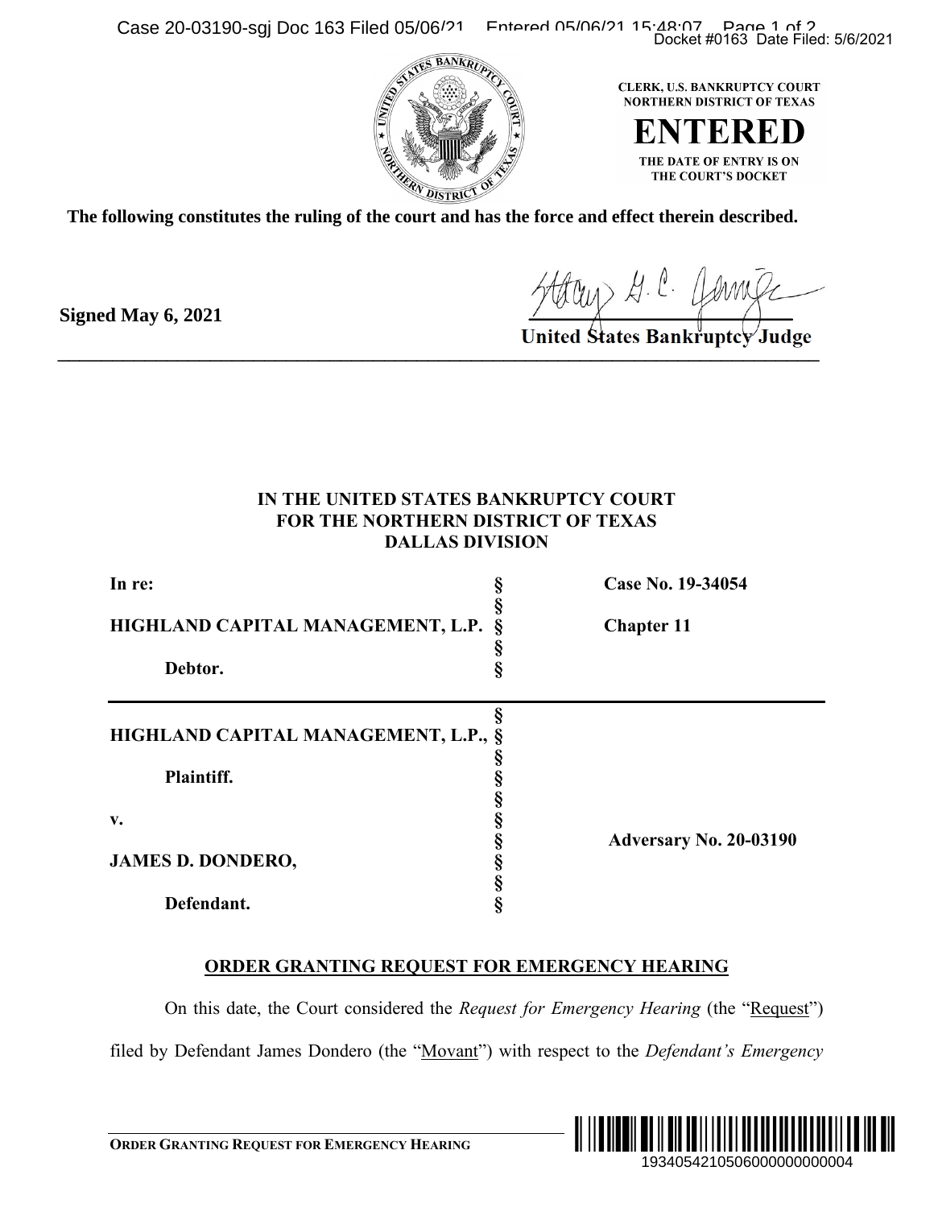CLERK, U.S. BANKRUPTCY COURT
NORTHERN DISTRICT OF TEXAS

**ENTERED**

THE DATE OF ENTRY IS ON
THE COURT'S DOCKET

**The following constitutes the ruling of the court and has the force and effect therein described.**

**Signed May 6, 2021**

**United States Bankruptcy Judge**

---

**IN THE UNITED STATES BANKRUPTCY COURT**
**FOR THE NORTHERN DISTRICT OF TEXAS**
**DALLAS DIVISION**

| | | |
|---|---|---|
| **In re:** | § | **Case No. 19-34054** |
| | § | |
| **HIGHLAND CAPITAL MANAGEMENT, L.P.** | § | **Chapter 11** |
| | § | |
| **Debtor.** | § | |
| **HIGHLAND CAPITAL MANAGEMENT, L.P.,** | § | |
| **Plaintiff.** | § | |
| **v.** | § | **Adversary No. 20-03190** |
| **JAMES D. DONDERO,** | § | |
| **Defendant.** | § | |

## ORDER GRANTING REQUEST FOR EMERGENCY HEARING

On this date, the Court considered the *Request for Emergency Hearing* (the "Request") filed by Defendant James Dondero (the "Movant") with respect to the *Defendant's Emergency*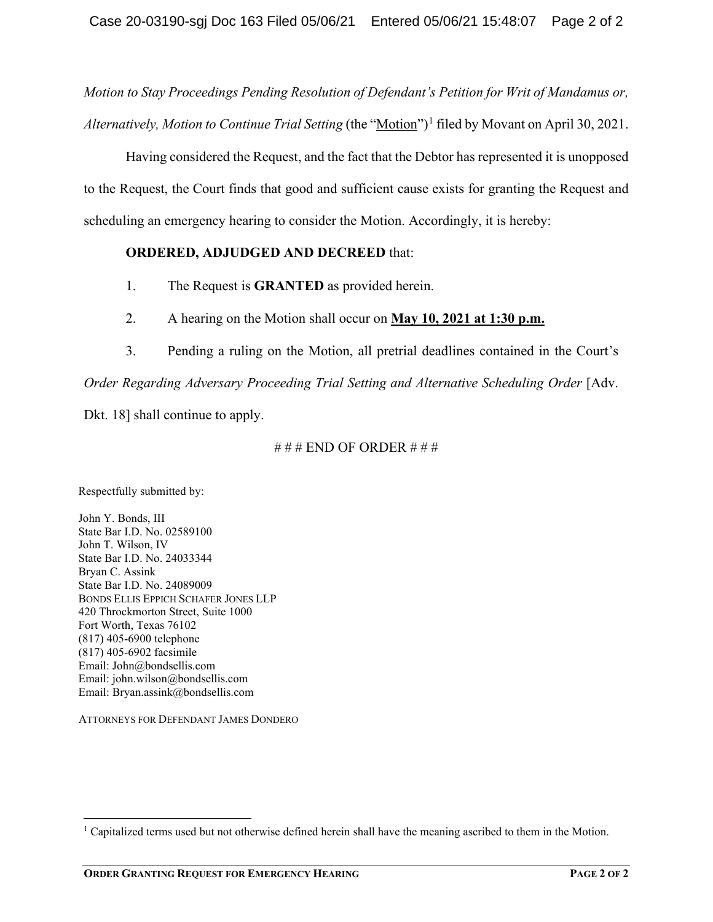*Motion to Stay Proceedings Pending Resolution of Defendant's Petition for Writ of Mandamus or, Alternatively, Motion to Continue Trial Setting* (the "Motion")[1] filed by Movant on April 30, 2021.

Having considered the Request, and the fact that the Debtor has represented it is unopposed to the Request, the Court finds that good and sufficient cause exists for granting the Request and scheduling an emergency hearing to consider the Motion. Accordingly, it is hereby:

**ORDERED, ADJUDGED AND DECREED** that:

1. The Request is **GRANTED** as provided herein.
2. A hearing on the Motion shall occur on **May 10, 2021 at 1:30 p.m.**
3. Pending a ruling on the Motion, all pretrial deadlines contained in the Court's *Order Regarding Adversary Proceeding Trial Setting and Alternative Scheduling Order* [Adv. Dkt. 18] shall continue to apply.

# # # END OF ORDER # # #

Respectfully submitted by:

John Y. Bonds, III
State Bar I.D. No. 02589100
John T. Wilson, IV
State Bar I.D. No. 24033344
Bryan C. Assink
State Bar I.D. No. 24089009
BONDS ELLIS EPPICH SCHAFER JONES LLP
420 Throckmorton Street, Suite 1000
Fort Worth, Texas 76102
(817) 405-6900 telephone
(817) 405-6902 facsimile
Email: John@bondsellis.com
Email: john.wilson@bondsellis.com
Email: Bryan.assink@bondsellis.com

ATTORNEYS FOR DEFENDANT JAMES DONDERO

[1] Capitalized terms used but not otherwise defined herein shall have the meaning ascribed to them in the Motion.